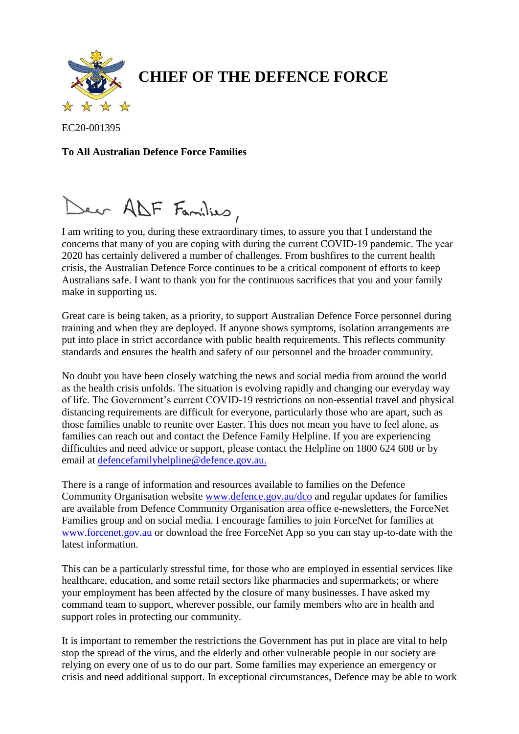# CHIEF OF THE DEFENCE FORCE

EC20-001395

**To All Australian Defence Force Families**

Dear ADF Families,

I am writing to you, during these extraordinary times, to assure you that I understand the concerns that many of you are coping with during the current COVID-19 pandemic. The year 2020 has certainly delivered a number of challenges. From bushfires to the current health crisis, the Australian Defence Force continues to be a critical component of efforts to keep Australians safe. I want to thank you for the continuous sacrifices that you and your family make in supporting us.

Great care is being taken, as a priority, to support Australian Defence Force personnel during training and when they are deployed. If anyone shows symptoms, isolation arrangements are put into place in strict accordance with public health requirements. This reflects community standards and ensures the health and safety of our personnel and the broader community.

No doubt you have been closely watching the news and social media from around the world as the health crisis unfolds. The situation is evolving rapidly and changing our everyday way of life. The Government's current COVID-19 restrictions on non-essential travel and physical distancing requirements are difficult for everyone, particularly those who are apart, such as those families unable to reunite over Easter. This does not mean you have to feel alone, as families can reach out and contact the Defence Family Helpline. If you are experiencing difficulties and need advice or support, please contact the Helpline on 1800 624 608 or by email at defencefamilyhelpline@defence.gov.au.

There is a range of information and resources available to families on the Defence Community Organisation website www.defence.gov.au/dco and regular updates for families are available from Defence Community Organisation area office e-newsletters, the ForceNet Families group and on social media. I encourage families to join ForceNet for families at www.forcenet.gov.au or download the free ForceNet App so you can stay up-to-date with the latest information.

This can be a particularly stressful time, for those who are employed in essential services like healthcare, education, and some retail sectors like pharmacies and supermarkets; or where your employment has been affected by the closure of many businesses. I have asked my command team to support, wherever possible, our family members who are in health and support roles in protecting our community.

It is important to remember the restrictions the Government has put in place are vital to help stop the spread of the virus, and the elderly and other vulnerable people in our society are relying on every one of us to do our part. Some families may experience an emergency or crisis and need additional support. In exceptional circumstances, Defence may be able to work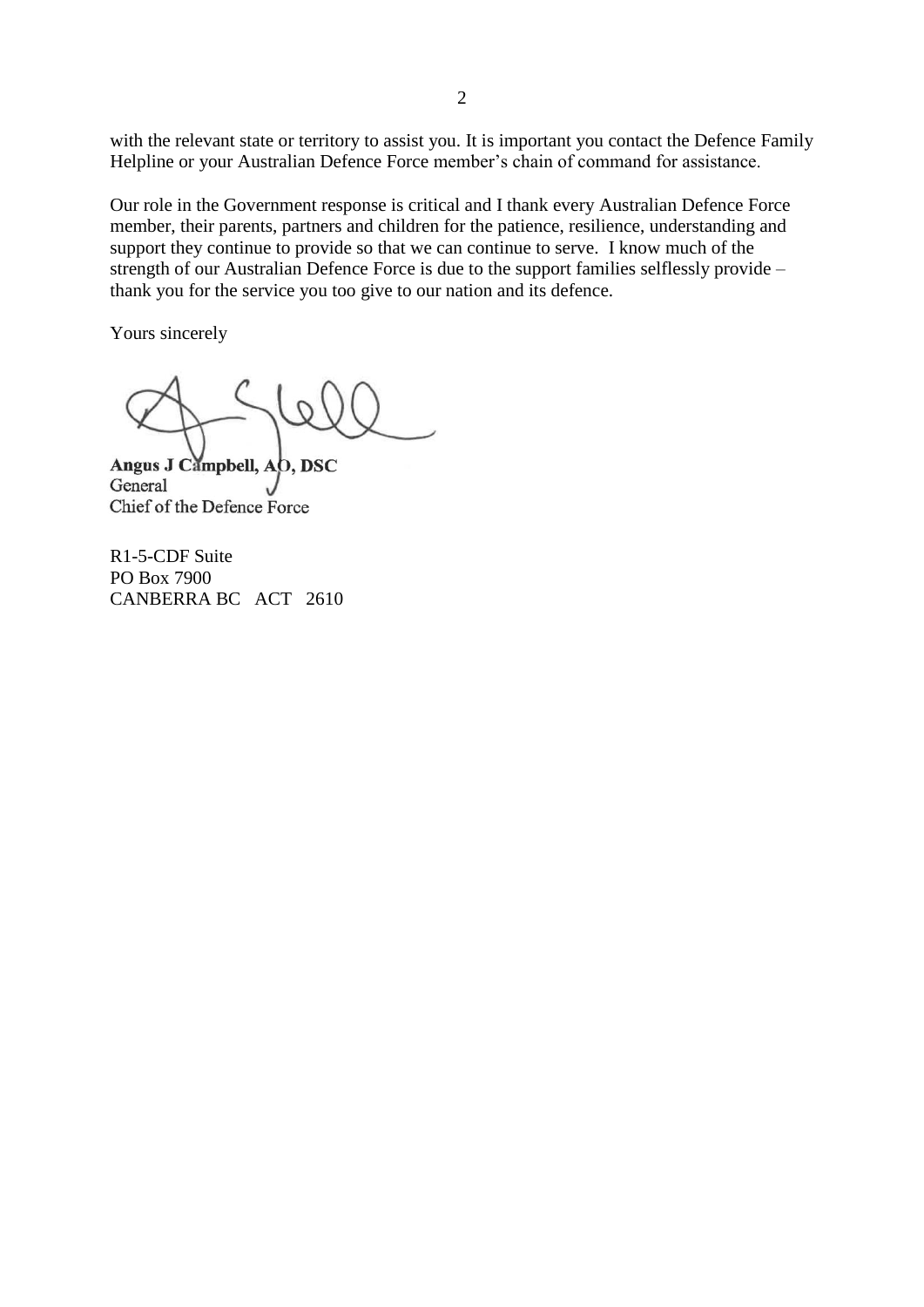with the relevant state or territory to assist you. It is important you contact the Defence Family Helpline or your Australian Defence Force member's chain of command for assistance.

Our role in the Government response is critical and I thank every Australian Defence Force member, their parents, partners and children for the patience, resilience, understanding and support they continue to provide so that we can continue to serve. I know much of the strength of our Australian Defence Force is due to the support families selflessly provide – thank you for the service you too give to our nation and its defence.

Yours sincerely

**Angus J Campbell, AO, DSC**
General
Chief of the Defence Force

R1-5-CDF Suite
PO Box 7900
CANBERRA BC ACT 2610